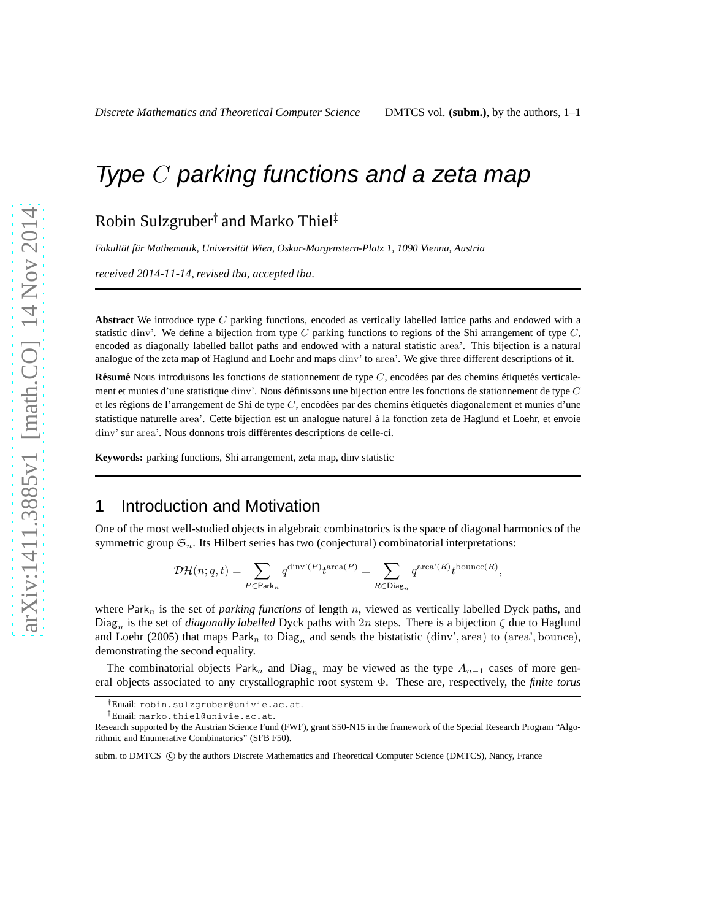# Type $C$ parking functions and a zeta map

Robin Sulzgruber[†] and Marko Thiel[‡]

*Fakultät für Mathematik, Universität Wien, Oskar-Morgenstern-Platz 1, 1090 Vienna, Austria*

*received 2014-11-14, revised tba, accepted tba.*

---

**Abstract** We introduce type $C$ parking functions, encoded as vertically labelled lattice paths and endowed with a statistic $\mathrm{dinv}'$. We define a bijection from type $C$ parking functions to regions of the Shi arrangement of type $C$, encoded as diagonally labelled ballot paths and endowed with a natural statistic $\mathrm{area}'$. This bijection is a natural analogue of the zeta map of Haglund and Loehr and maps $\mathrm{dinv}'$ to $\mathrm{area}'$. We give three different descriptions of it.

**Résumé** Nous introduisons les fonctions de stationnement de type $C$, encodées par des chemins étiquetés verticalement et munies d'une statistique $\mathrm{dinv}'$. Nous définissons une bijection entre les fonctions de stationnement de type $C$ et les régions de l'arrangement de Shi de type $C$, encodées par des chemins étiquetés diagonalement et munies d'une statistique naturelle $\mathrm{area}'$. Cette bijection est un analogue naturel à la fonction zeta de Haglund et Loehr, et envoie $\mathrm{dinv}'$ sur $\mathrm{area}'$. Nous donnons trois différentes descriptions de celle-ci.

**Keywords:** parking functions, Shi arrangement, zeta map, dinv statistic

---

## 1 Introduction and Motivation

One of the most well-studied objects in algebraic combinatorics is the space of diagonal harmonics of the symmetric group $\mathfrak{S}_n$. Its Hilbert series has two (conjectural) combinatorial interpretations:

$$\mathcal{DH}(n;q,t) = \sum_{P \in \mathsf{Park}_n} q^{\mathrm{dinv}'(P)} t^{\mathrm{area}(P)} = \sum_{R \in \mathsf{Diag}_n} q^{\mathrm{area}'(R)} t^{\mathrm{bounce}(R)},$$

where $\mathsf{Park}_n$ is the set of *parking functions* of length $n$, viewed as vertically labelled Dyck paths, and $\mathsf{Diag}_n$ is the set of *diagonally labelled* Dyck paths with $2n$ steps. There is a bijection $\zeta$ due to Haglund and Loehr (2005) that maps $\mathsf{Park}_n$ to $\mathsf{Diag}_n$ and sends the bistatistic $(\mathrm{dinv}', \mathrm{area})$ to $(\mathrm{area}', \mathrm{bounce})$, demonstrating the second equality.

The combinatorial objects $\mathsf{Park}_n$ and $\mathsf{Diag}_n$ may be viewed as the type $A_{n-1}$ cases of more general objects associated to any crystallographic root system $\Phi$. These are, respectively, the *finite torus*

---

[†]Email: robin.sulzgruber@univie.ac.at.

[‡]Email: marko.thiel@univie.ac.at.

Research supported by the Austrian Science Fund (FWF), grant S50-N15 in the framework of the Special Research Program "Algorithmic and Enumerative Combinatorics" (SFB F50).

subm. to DMTCS © by the authors Discrete Mathematics and Theoretical Computer Science (DMTCS), Nancy, France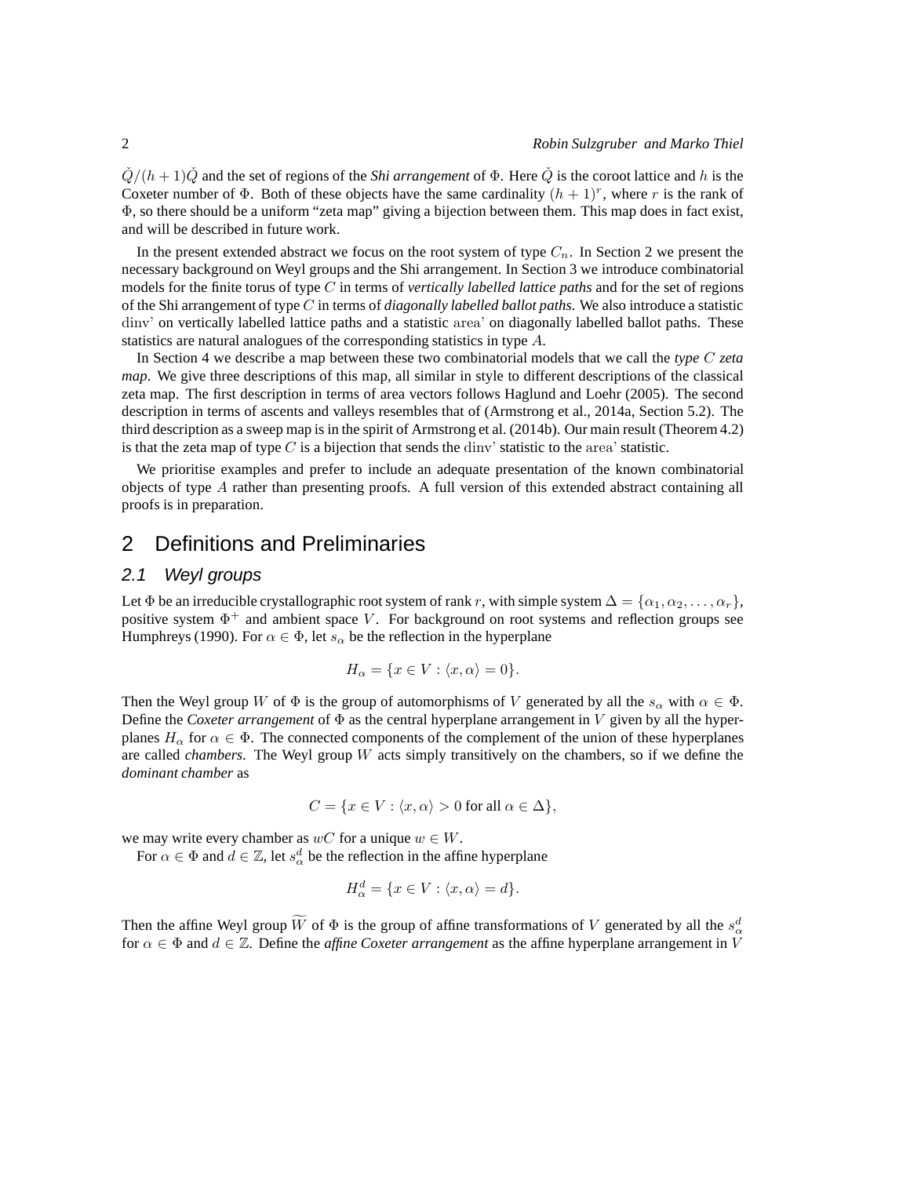$\check{Q}/(h+1)\check{Q}$ and the set of regions of the *Shi arrangement* of $\Phi$. Here $\check{Q}$ is the coroot lattice and $h$ is the Coxeter number of $\Phi$. Both of these objects have the same cardinality $(h+1)^r$, where $r$ is the rank of $\Phi$, so there should be a uniform "zeta map" giving a bijection between them. This map does in fact exist, and will be described in future work.

In the present extended abstract we focus on the root system of type $C_n$. In Section 2 we present the necessary background on Weyl groups and the Shi arrangement. In Section 3 we introduce combinatorial models for the finite torus of type $C$ in terms of *vertically labelled lattice paths* and for the set of regions of the Shi arrangement of type $C$ in terms of *diagonally labelled ballot paths*. We also introduce a statistic $\mathrm{dinv}$' on vertically labelled lattice paths and a statistic $\mathrm{area}$' on diagonally labelled ballot paths. These statistics are natural analogues of the corresponding statistics in type $A$.

In Section 4 we describe a map between these two combinatorial models that we call the *type $C$ zeta map*. We give three descriptions of this map, all similar in style to different descriptions of the classical zeta map. The first description in terms of area vectors follows Haglund and Loehr (2005). The second description in terms of ascents and valleys resembles that of (Armstrong et al., 2014a, Section 5.2). The third description as a sweep map is in the spirit of Armstrong et al. (2014b). Our main result (Theorem 4.2) is that the zeta map of type $C$ is a bijection that sends the $\mathrm{dinv}$' statistic to the $\mathrm{area}$' statistic.

We prioritise examples and prefer to include an adequate presentation of the known combinatorial objects of type $A$ rather than presenting proofs. A full version of this extended abstract containing all proofs is in preparation.

# 2 Definitions and Preliminaries

## 2.1 Weyl groups

Let $\Phi$ be an irreducible crystallographic root system of rank $r$, with simple system $\Delta = \{\alpha_1, \alpha_2, \dots, \alpha_r\}$, positive system $\Phi^+$ and ambient space $V$. For background on root systems and reflection groups see Humphreys (1990). For $\alpha \in \Phi$, let $s_\alpha$ be the reflection in the hyperplane

$$H_\alpha = \{x \in V : \langle x, \alpha \rangle = 0\}.$$

Then the Weyl group $W$ of $\Phi$ is the group of automorphisms of $V$ generated by all the $s_\alpha$ with $\alpha \in \Phi$. Define the *Coxeter arrangement* of $\Phi$ as the central hyperplane arrangement in $V$ given by all the hyperplanes $H_\alpha$ for $\alpha \in \Phi$. The connected components of the complement of the union of these hyperplanes are called *chambers*. The Weyl group $W$ acts simply transitively on the chambers, so if we define the *dominant chamber* as

$$C = \{x \in V : \langle x, \alpha \rangle > 0 \text{ for all } \alpha \in \Delta\},$$

we may write every chamber as $wC$ for a unique $w \in W$.

For $\alpha \in \Phi$ and $d \in \mathbb{Z}$, let $s_\alpha^d$ be the reflection in the affine hyperplane

$$H_\alpha^d = \{x \in V : \langle x, \alpha \rangle = d\}.$$

Then the affine Weyl group $\widetilde{W}$ of $\Phi$ is the group of affine transformations of $V$ generated by all the $s_\alpha^d$ for $\alpha \in \Phi$ and $d \in \mathbb{Z}$. Define the *affine Coxeter arrangement* as the affine hyperplane arrangement in $V$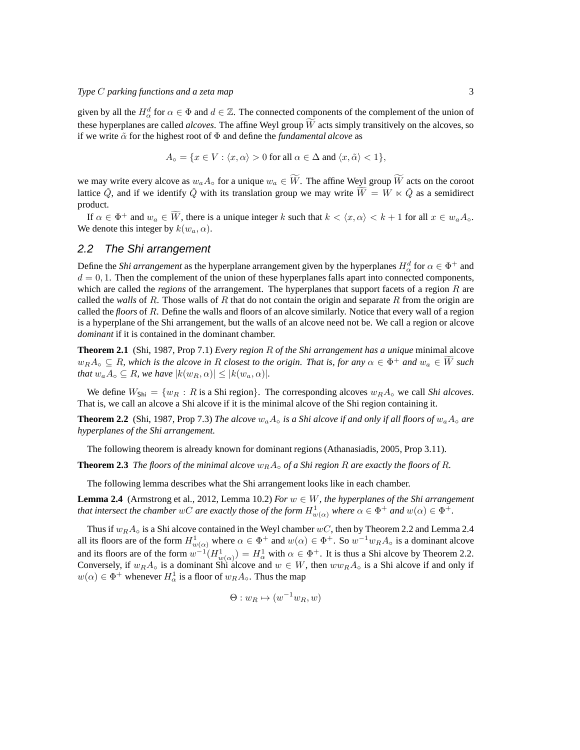given by all the $H_\alpha^d$ for $\alpha \in \Phi$ and $d \in \mathbb{Z}$. The connected components of the complement of the union of these hyperplanes are called *alcoves*. The affine Weyl group $\widetilde{W}$ acts simply transitively on the alcoves, so if we write $\tilde{\alpha}$ for the highest root of $\Phi$ and define the *fundamental alcove* as

$$A_\circ = \{x \in V : \langle x, \alpha \rangle > 0 \text{ for all } \alpha \in \Delta \text{ and } \langle x, \tilde{\alpha} \rangle < 1\},$$

we may write every alcove as $w_a A_\circ$ for a unique $w_a \in \widetilde{W}$. The affine Weyl group $\widetilde{W}$ acts on the coroot lattice $\check{Q}$, and if we identify $\check{Q}$ with its translation group we may write $\widetilde{W} = W \ltimes \check{Q}$ as a semidirect product.

If $\alpha \in \Phi^+$ and $w_a \in \widetilde{W}$, there is a unique integer $k$ such that $k < \langle x, \alpha \rangle < k+1$ for all $x \in w_a A_\circ$. We denote this integer by $k(w_a, \alpha)$.

## 2.2 The Shi arrangement

Define the *Shi arrangement* as the hyperplane arrangement given by the hyperplanes $H_\alpha^d$ for $\alpha \in \Phi^+$ and $d = 0, 1$. Then the complement of the union of these hyperplanes falls apart into connected components, which are called the *regions* of the arrangement. The hyperplanes that support facets of a region $R$ are called the *walls* of $R$. Those walls of $R$ that do not contain the origin and separate $R$ from the origin are called the *floors* of $R$. Define the walls and floors of an alcove similarly. Notice that every wall of a region is a hyperplane of the Shi arrangement, but the walls of an alcove need not be. We call a region or alcove *dominant* if it is contained in the dominant chamber.

**Theorem 2.1** (Shi, 1987, Prop 7.1) *Every region $R$ of the Shi arrangement has a unique* minimal alcove *$w_R A_\circ \subseteq R$, which is the alcove in $R$ closest to the origin. That is, for any $\alpha \in \Phi^+$ and $w_a \in \widetilde{W}$ such that $w_a A_\circ \subseteq R$, we have $|k(w_R, \alpha)| \leq |k(w_a, \alpha)|$.*

We define $W_{\mathsf{Shi}} = \{w_R : R \text{ is a Shi region}\}$. The corresponding alcoves $w_R A_\circ$ we call *Shi alcoves*. That is, we call an alcove a Shi alcove if it is the minimal alcove of the Shi region containing it.

**Theorem 2.2** (Shi, 1987, Prop 7.3) *The alcove $w_a A_\circ$ is a Shi alcove if and only if all floors of $w_a A_\circ$ are hyperplanes of the Shi arrangement.*

The following theorem is already known for dominant regions (Athanasiadis, 2005, Prop 3.11).

**Theorem 2.3** *The floors of the minimal alcove $w_R A_\circ$ of a Shi region $R$ are exactly the floors of $R$.*

The following lemma describes what the Shi arrangement looks like in each chamber.

**Lemma 2.4** (Armstrong et al., 2012, Lemma 10.2) *For $w \in W$, the hyperplanes of the Shi arrangement that intersect the chamber $wC$ are exactly those of the form $H^1_{w(\alpha)}$ where $\alpha \in \Phi^+$ and $w(\alpha) \in \Phi^+$.*

Thus if $w_R A_\circ$ is a Shi alcove contained in the Weyl chamber $wC$, then by Theorem 2.2 and Lemma 2.4 all its floors are of the form $H^1_{w(\alpha)}$ where $\alpha \in \Phi^+$ and $w(\alpha) \in \Phi^+$. So $w^{-1} w_R A_\circ$ is a dominant alcove and its floors are of the form $w^{-1}(H^1_{w(\alpha)}) = H^1_\alpha$ with $\alpha \in \Phi^+$. It is thus a Shi alcove by Theorem 2.2. Conversely, if $w_R A_\circ$ is a dominant Shi alcove and $w \in W$, then $w w_R A_\circ$ is a Shi alcove if and only if $w(\alpha) \in \Phi^+$ whenever $H^1_\alpha$ is a floor of $w_R A_\circ$. Thus the map

$$\Theta : w_R \mapsto (w^{-1} w_R, w)$$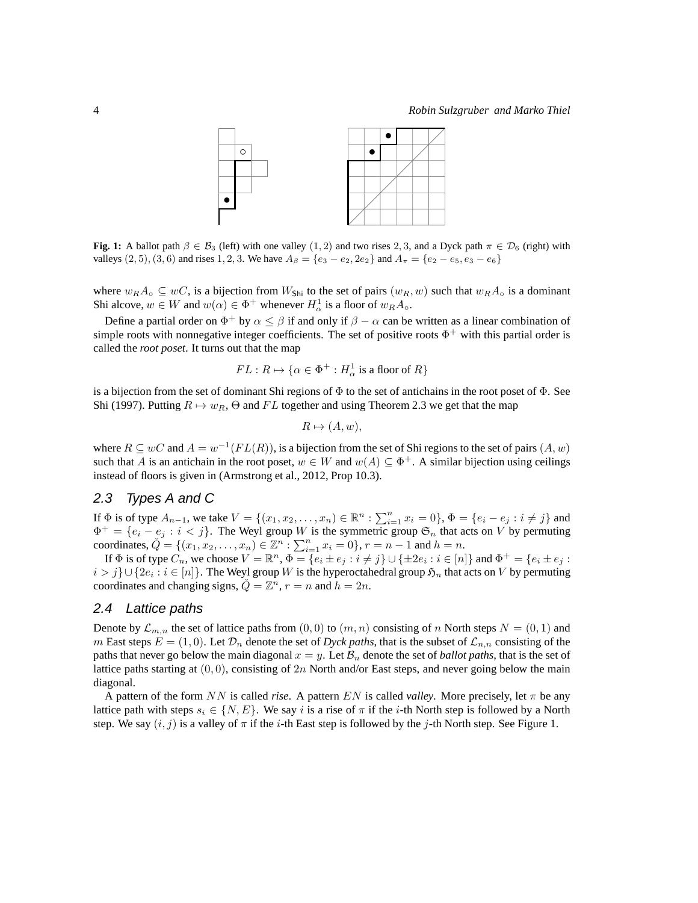**Fig. 1:** A ballot path $\beta \in \mathcal{B}_3$ (left) with one valley $(1,2)$ and two rises $2,3$, and a Dyck path $\pi \in \mathcal{D}_6$ (right) with valleys $(2,5),(3,6)$ and rises $1,2,3$. We have $A_\beta = \{e_3 - e_2, 2e_2\}$ and $A_\pi = \{e_2 - e_5, e_3 - e_6\}$

where $w_R A_\circ \subseteq wC$, is a bijection from $W_{\mathsf{Shi}}$ to the set of pairs $(w_R, w)$ such that $w_R A_\circ$ is a dominant Shi alcove, $w \in W$ and $w(\alpha) \in \Phi^+$ whenever $H_\alpha^1$ is a floor of $w_R A_\circ$.

Define a partial order on $\Phi^+$ by $\alpha \leq \beta$ if and only if $\beta - \alpha$ can be written as a linear combination of simple roots with nonnegative integer coefficients. The set of positive roots $\Phi^+$ with this partial order is called the *root poset*. It turns out that the map

$$FL : R \mapsto \{\alpha \in \Phi^+ : H_\alpha^1 \text{ is a floor of } R\}$$

is a bijection from the set of dominant Shi regions of $\Phi$ to the set of antichains in the root poset of $\Phi$. See Shi (1997). Putting $R \mapsto w_R$, $\Theta$ and $FL$ together and using Theorem 2.3 we get that the map

$$R \mapsto (A, w),$$

where $R \subseteq wC$ and $A = w^{-1}(FL(R))$, is a bijection from the set of Shi regions to the set of pairs $(A, w)$ such that $A$ is an antichain in the root poset, $w \in W$ and $w(A) \subseteq \Phi^+$. A similar bijection using ceilings instead of floors is given in (Armstrong et al., 2012, Prop 10.3).

## 2.3 Types A and C

If $\Phi$ is of type $A_{n-1}$, we take $V = \{(x_1, x_2, \ldots, x_n) \in \mathbb{R}^n : \sum_{i=1}^n x_i = 0\}$, $\Phi = \{e_i - e_j : i \neq j\}$ and $\Phi^+ = \{e_i - e_j : i < j\}$. The Weyl group $W$ is the symmetric group $\mathfrak{S}_n$ that acts on $V$ by permuting coordinates, $\check{Q} = \{(x_1, x_2, \ldots, x_n) \in \mathbb{Z}^n : \sum_{i=1}^n x_i = 0\}$, $r = n-1$ and $h = n$.

If $\Phi$ is of type $C_n$, we choose $V = \mathbb{R}^n$, $\Phi = \{e_i \pm e_j : i \neq j\} \cup \{\pm 2e_i : i \in [n]\}$ and $\Phi^+ = \{e_i \pm e_j : i > j\} \cup \{2e_i : i \in [n]\}$. The Weyl group $W$ is the hyperoctahedral group $\mathfrak{H}_n$ that acts on $V$ by permuting coordinates and changing signs, $\check{Q} = \mathbb{Z}^n$, $r = n$ and $h = 2n$.

## 2.4 Lattice paths

Denote by $\mathcal{L}_{m,n}$ the set of lattice paths from $(0,0)$ to $(m,n)$ consisting of $n$ North steps $N = (0,1)$ and $m$ East steps $E = (1,0)$. Let $\mathcal{D}_n$ denote the set of *Dyck paths*, that is the subset of $\mathcal{L}_{n,n}$ consisting of the paths that never go below the main diagonal $x = y$. Let $\mathcal{B}_n$ denote the set of *ballot paths*, that is the set of lattice paths starting at $(0,0)$, consisting of $2n$ North and/or East steps, and never going below the main diagonal.

A pattern of the form $NN$ is called *rise*. A pattern $EN$ is called *valley*. More precisely, let $\pi$ be any lattice path with steps $s_i \in \{N, E\}$. We say $i$ is a rise of $\pi$ if the $i$-th North step is followed by a North step. We say $(i,j)$ is a valley of $\pi$ if the $i$-th East step is followed by the $j$-th North step. See Figure 1.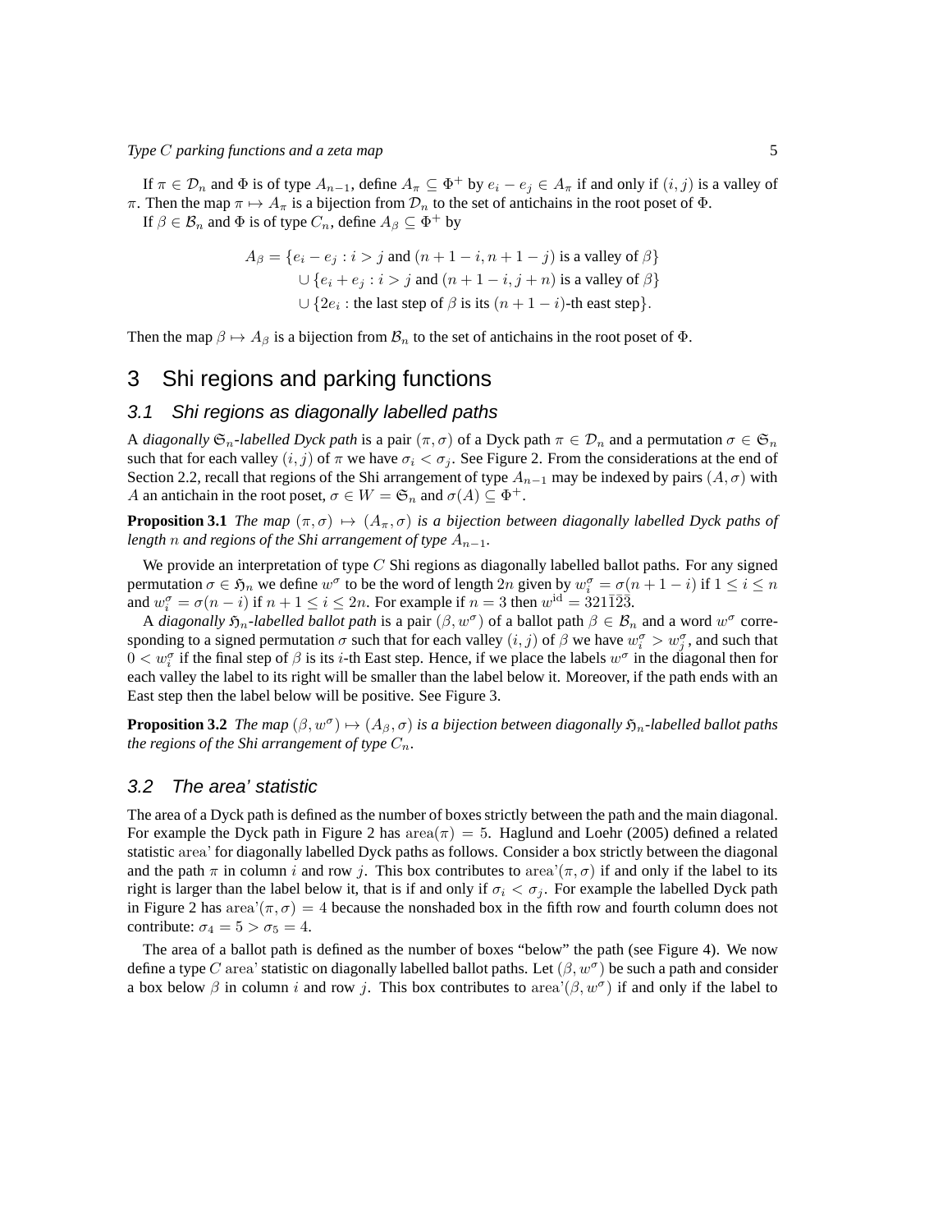If $\pi \in \mathcal{D}_n$ and $\Phi$ is of type $A_{n-1}$, define $A_\pi \subseteq \Phi^+$ by $e_i - e_j \in A_\pi$ if and only if $(i,j)$ is a valley of $\pi$. Then the map $\pi \mapsto A_\pi$ is a bijection from $\mathcal{D}_n$ to the set of antichains in the root poset of $\Phi$.

If $\beta \in \mathcal{B}_n$ and $\Phi$ is of type $C_n$, define $A_\beta \subseteq \Phi^+$ by

$$
\begin{aligned}
A_\beta = \{e_i - e_j : i > j \text{ and } (n+1-i, n+1-j) \text{ is a valley of } \beta\} \\
\cup \{e_i + e_j : i > j \text{ and } (n+1-i, j+n) \text{ is a valley of } \beta\} \\
\cup \{2e_i : \text{the last step of } \beta \text{ is its } (n+1-i)\text{-th east step}\}.
\end{aligned}
$$

Then the map $\beta \mapsto A_\beta$ is a bijection from $\mathcal{B}_n$ to the set of antichains in the root poset of $\Phi$.

# 3 Shi regions and parking functions

## 3.1 Shi regions as diagonally labelled paths

A *diagonally $\mathfrak{S}_n$-labelled Dyck path* is a pair $(\pi, \sigma)$ of a Dyck path $\pi \in \mathcal{D}_n$ and a permutation $\sigma \in \mathfrak{S}_n$ such that for each valley $(i,j)$ of $\pi$ we have $\sigma_i < \sigma_j$. See Figure 2. From the considerations at the end of Section 2.2, recall that regions of the Shi arrangement of type $A_{n-1}$ may be indexed by pairs $(A, \sigma)$ with $A$ an antichain in the root poset, $\sigma \in W = \mathfrak{S}_n$ and $\sigma(A) \subseteq \Phi^+$.

**Proposition 3.1** *The map $(\pi, \sigma) \mapsto (A_\pi, \sigma)$ is a bijection between diagonally labelled Dyck paths of length $n$ and regions of the Shi arrangement of type $A_{n-1}$.*

We provide an interpretation of type $C$ Shi regions as diagonally labelled ballot paths. For any signed permutation $\sigma \in \mathfrak{H}_n$ we define $w^\sigma$ to be the word of length $2n$ given by $w_i^\sigma = \sigma(n+1-i)$ if $1 \le i \le n$ and $w_i^\sigma = \sigma(n-i)$ if $n+1 \le i \le 2n$. For example if $n = 3$ then $w^{\mathrm{id}} = 321\bar{1}\bar{2}\bar{3}$.

A *diagonally $\mathfrak{H}_n$-labelled ballot path* is a pair $(\beta, w^\sigma)$ of a ballot path $\beta \in \mathcal{B}_n$ and a word $w^\sigma$ corresponding to a signed permutation $\sigma$ such that for each valley $(i,j)$ of $\beta$ we have $w_i^\sigma > w_j^\sigma$, and such that $0 < w_i^\sigma$ if the final step of $\beta$ is its $i$-th East step. Hence, if we place the labels $w^\sigma$ in the diagonal then for each valley the label to its right will be smaller than the label below it. Moreover, if the path ends with an East step then the label below will be positive. See Figure 3.

**Proposition 3.2** *The map $(\beta, w^\sigma) \mapsto (A_\beta, \sigma)$ is a bijection between diagonally $\mathfrak{H}_n$-labelled ballot paths the regions of the Shi arrangement of type $C_n$.*

## 3.2 The area' statistic

The area of a Dyck path is defined as the number of boxes strictly between the path and the main diagonal. For example the Dyck path in Figure 2 has $\mathrm{area}(\pi) = 5$. Haglund and Loehr (2005) defined a related statistic area' for diagonally labelled Dyck paths as follows. Consider a box strictly between the diagonal and the path $\pi$ in column $i$ and row $j$. This box contributes to $\mathrm{area}'(\pi, \sigma)$ if and only if the label to its right is larger than the label below it, that is if and only if $\sigma_i < \sigma_j$. For example the labelled Dyck path in Figure 2 has $\mathrm{area}'(\pi, \sigma) = 4$ because the nonshaded box in the fifth row and fourth column does not contribute: $\sigma_4 = 5 > \sigma_5 = 4$.

The area of a ballot path is defined as the number of boxes "below" the path (see Figure 4). We now define a type $C$ area' statistic on diagonally labelled ballot paths. Let $(\beta, w^\sigma)$ be such a path and consider a box below $\beta$ in column $i$ and row $j$. This box contributes to $\mathrm{area}'(\beta, w^\sigma)$ if and only if the label to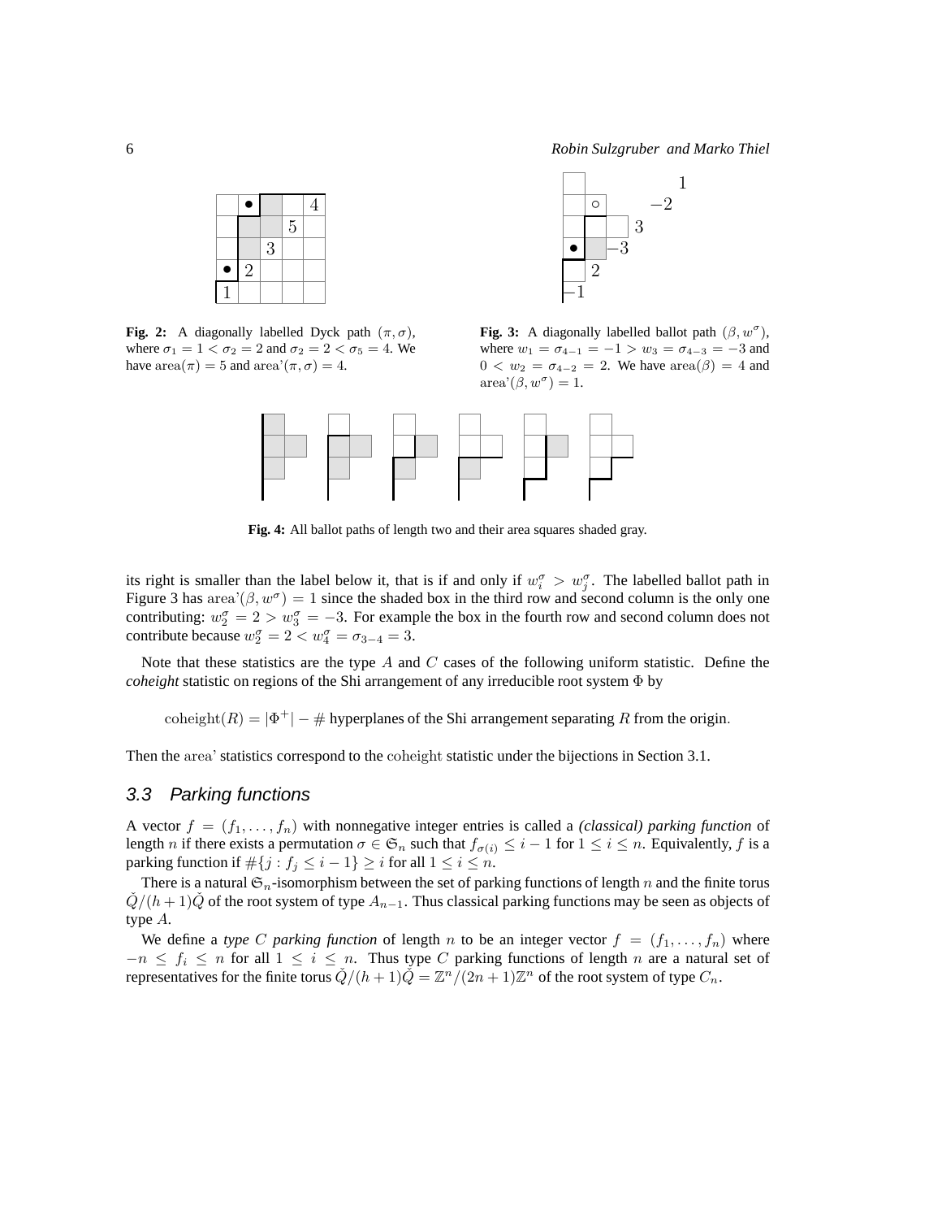**Fig. 2:** A diagonally labelled Dyck path $(\pi, \sigma)$, where $\sigma_1 = 1 < \sigma_2 = 2$ and $\sigma_2 = 2 < \sigma_5 = 4$. We have $\text{area}(\pi) = 5$ and $\text{area'}(\pi, \sigma) = 4$.

**Fig. 3:** A diagonally labelled ballot path $(\beta, w^\sigma)$, where $w_1 = \sigma_{4-1} = -1 > w_3 = \sigma_{4-3} = -3$ and $0 < w_2 = \sigma_{4-2} = 2$. We have $\text{area}(\beta) = 4$ and $\text{area'}(\beta, w^\sigma) = 1$.

**Fig. 4:** All ballot paths of length two and their area squares shaded gray.

its right is smaller than the label below it, that is if and only if $w_i^\sigma > w_j^\sigma$. The labelled ballot path in Figure 3 has $\text{area'}(\beta, w^\sigma) = 1$ since the shaded box in the third row and second column is the only one contributing: $w_2^\sigma = 2 > w_3^\sigma = -3$. For example the box in the fourth row and second column does not contribute because $w_2^\sigma = 2 < w_4^\sigma = \sigma_{3-4} = 3$.

Note that these statistics are the type $A$ and $C$ cases of the following uniform statistic. Define the *coheight* statistic on regions of the Shi arrangement of any irreducible root system $\Phi$ by

$$\text{coheight}(R) = |\Phi^+| - \#\text{ hyperplanes of the Shi arrangement separating } R \text{ from the origin.}$$

Then the area' statistics correspond to the coheight statistic under the bijections in Section 3.1.

### 3.3 Parking functions

A vector $f = (f_1, \ldots, f_n)$ with nonnegative integer entries is called a *(classical) parking function* of length $n$ if there exists a permutation $\sigma \in \mathfrak{S}_n$ such that $f_{\sigma(i)} \leq i - 1$ for $1 \leq i \leq n$. Equivalently, $f$ is a parking function if $\#\{j : f_j \leq i - 1\} \geq i$ for all $1 \leq i \leq n$.

There is a natural $\mathfrak{S}_n$-isomorphism between the set of parking functions of length $n$ and the finite torus $\check{Q}/(h+1)\check{Q}$ of the root system of type $A_{n-1}$. Thus classical parking functions may be seen as objects of type $A$.

We define a *type $C$ parking function* of length $n$ to be an integer vector $f = (f_1, \ldots, f_n)$ where $-n \leq f_i \leq n$ for all $1 \leq i \leq n$. Thus type $C$ parking functions of length $n$ are a natural set of representatives for the finite torus $\check{Q}/(h+1)\check{Q} = \mathbb{Z}^n/(2n+1)\mathbb{Z}^n$ of the root system of type $C_n$.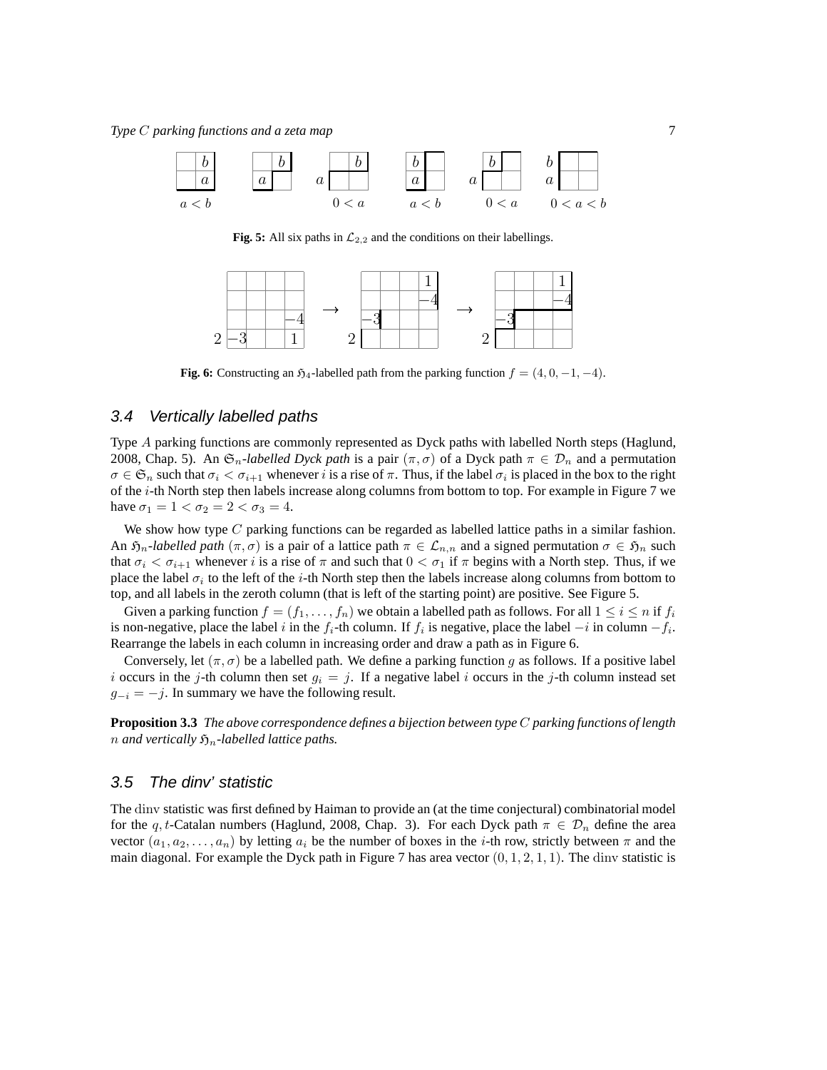**Fig. 5:** All six paths in $\mathcal{L}_{2,2}$ and the conditions on their labellings.

**Fig. 6:** Constructing an $\mathfrak{H}_4$-labelled path from the parking function $f = (4, 0, -1, -4)$.

## 3.4 Vertically labelled paths

Type $A$ parking functions are commonly represented as Dyck paths with labelled North steps (Haglund, 2008, Chap. 5). An $\mathfrak{S}_n$*-labelled Dyck path* is a pair $(\pi, \sigma)$ of a Dyck path $\pi \in \mathcal{D}_n$ and a permutation $\sigma \in \mathfrak{S}_n$ such that $\sigma_i < \sigma_{i+1}$ whenever $i$ is a rise of $\pi$. Thus, if the label $\sigma_i$ is placed in the box to the right of the $i$-th North step then labels increase along columns from bottom to top. For example in Figure 7 we have $\sigma_1 = 1 < \sigma_2 = 2 < \sigma_3 = 4$.

We show how type $C$ parking functions can be regarded as labelled lattice paths in a similar fashion. An $\mathfrak{H}_n$*-labelled path* $(\pi, \sigma)$ is a pair of a lattice path $\pi \in \mathcal{L}_{n,n}$ and a signed permutation $\sigma \in \mathfrak{H}_n$ such that $\sigma_i < \sigma_{i+1}$ whenever $i$ is a rise of $\pi$ and such that $0 < \sigma_1$ if $\pi$ begins with a North step. Thus, if we place the label $\sigma_i$ to the left of the $i$-th North step then the labels increase along columns from bottom to top, and all labels in the zeroth column (that is left of the starting point) are positive. See Figure 5.

Given a parking function $f = (f_1, \ldots, f_n)$ we obtain a labelled path as follows. For all $1 \leq i \leq n$ if $f_i$ is non-negative, place the label $i$ in the $f_i$-th column. If $f_i$ is negative, place the label $-i$ in column $-f_i$. Rearrange the labels in each column in increasing order and draw a path as in Figure 6.

Conversely, let $(\pi, \sigma)$ be a labelled path. We define a parking function $g$ as follows. If a positive label $i$ occurs in the $j$-th column then set $g_i = j$. If a negative label $i$ occurs in the $j$-th column instead set $g_{-i} = -j$. In summary we have the following result.

**Proposition 3.3** *The above correspondence defines a bijection between type $C$ parking functions of length $n$ and vertically $\mathfrak{H}_n$-labelled lattice paths.*

## 3.5 The dinv' statistic

The $\operatorname{dinv}$ statistic was first defined by Haiman to provide an (at the time conjectural) combinatorial model for the $q,t$-Catalan numbers (Haglund, 2008, Chap. 3). For each Dyck path $\pi \in \mathcal{D}_n$ define the area vector $(a_1, a_2, \ldots, a_n)$ by letting $a_i$ be the number of boxes in the $i$-th row, strictly between $\pi$ and the main diagonal. For example the Dyck path in Figure 7 has area vector $(0, 1, 2, 1, 1)$. The $\operatorname{dinv}$ statistic is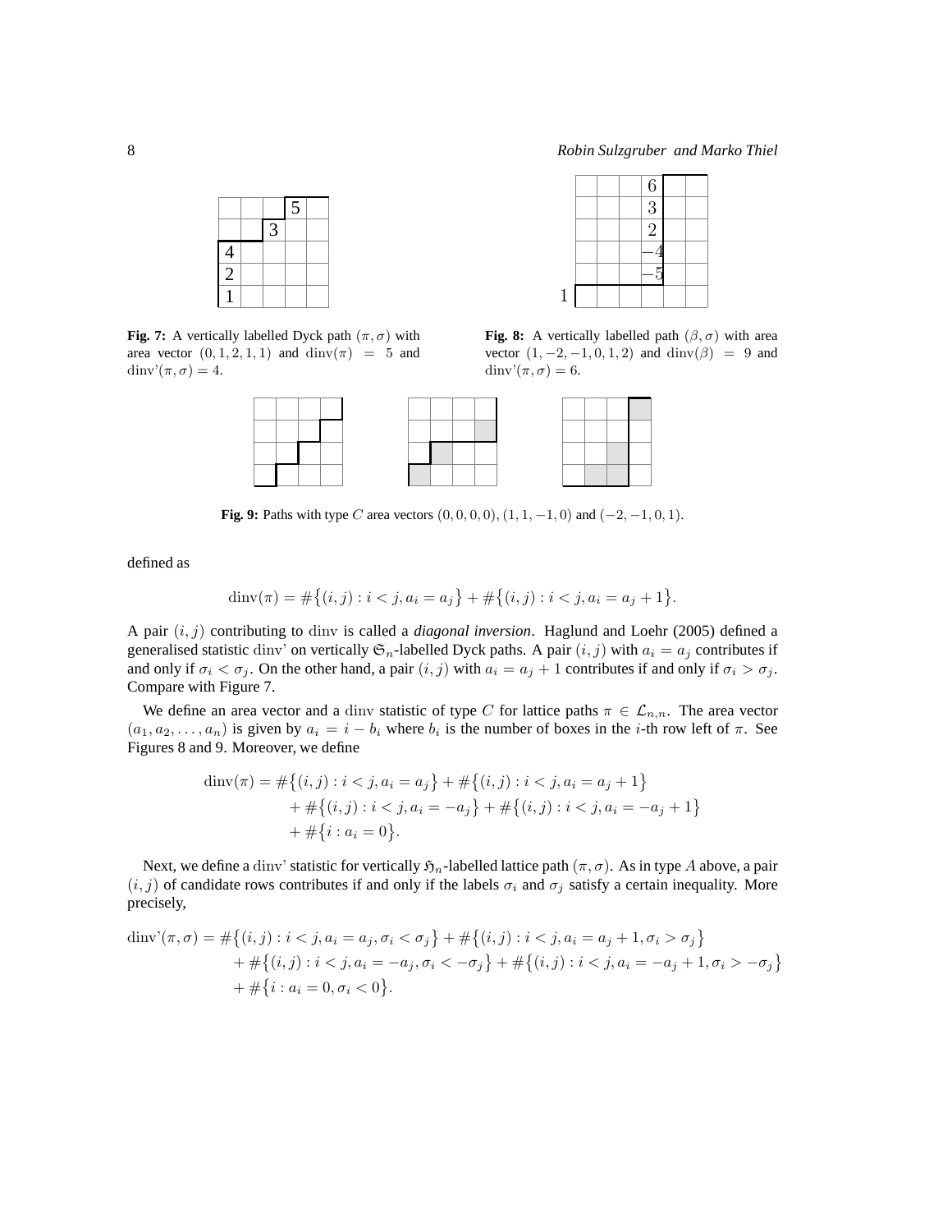Fig. 7: A vertically labelled Dyck path $(\pi, \sigma)$ with area vector $(0, 1, 2, 1, 1)$ and $\mathrm{dinv}(\pi) = 5$ and $\mathrm{dinv}'(\pi, \sigma) = 4$.

Fig. 8: A vertically labelled path $(\beta, \sigma)$ with area vector $(1, -2, -1, 0, 1, 2)$ and $\mathrm{dinv}(\beta) = 9$ and $\mathrm{dinv}'(\pi, \sigma) = 6$.

Fig. 9: Paths with type $C$ area vectors $(0, 0, 0, 0)$, $(1, 1, -1, 0)$ and $(-2, -1, 0, 1)$.

defined as

$$\mathrm{dinv}(\pi) = \#\{(i, j) : i < j, a_i = a_j\} + \#\{(i, j) : i < j, a_i = a_j + 1\}.$$

A pair $(i, j)$ contributing to dinv is called a *diagonal inversion*. Haglund and Loehr (2005) defined a generalised statistic dinv' on vertically $\mathfrak{S}_n$-labelled Dyck paths. A pair $(i, j)$ with $a_i = a_j$ contributes if and only if $\sigma_i < \sigma_j$. On the other hand, a pair $(i, j)$ with $a_i = a_j + 1$ contributes if and only if $\sigma_i > \sigma_j$. Compare with Figure 7.

We define an area vector and a dinv statistic of type $C$ for lattice paths $\pi \in \mathcal{L}_{n,n}$. The area vector $(a_1, a_2, \ldots, a_n)$ is given by $a_i = i - b_i$ where $b_i$ is the number of boxes in the $i$-th row left of $\pi$. See Figures 8 and 9. Moreover, we define

$$\begin{aligned}
\mathrm{dinv}(\pi) = \#\{(i, j) : i < j, a_i = a_j\} + \#\{(i, j) : i < j, a_i = a_j + 1\} \\
+ \#\{(i, j) : i < j, a_i = -a_j\} + \#\{(i, j) : i < j, a_i = -a_j + 1\} \\
+ \#\{i : a_i = 0\}.
\end{aligned}$$

Next, we define a dinv' statistic for vertically $\mathfrak{H}_n$-labelled lattice path $(\pi, \sigma)$. As in type $A$ above, a pair $(i, j)$ of candidate rows contributes if and only if the labels $\sigma_i$ and $\sigma_j$ satisfy a certain inequality. More precisely,

$$\begin{aligned}
\mathrm{dinv}'(\pi, \sigma) = \#\{(i, j) : i < j, a_i = a_j, \sigma_i < \sigma_j\} + \#\{(i, j) : i < j, a_i = a_j + 1, \sigma_i > \sigma_j\} \\
+ \#\{(i, j) : i < j, a_i = -a_j, \sigma_i < -\sigma_j\} + \#\{(i, j) : i < j, a_i = -a_j + 1, \sigma_i > -\sigma_j\} \\
+ \#\{i : a_i = 0, \sigma_i < 0\}.
\end{aligned}$$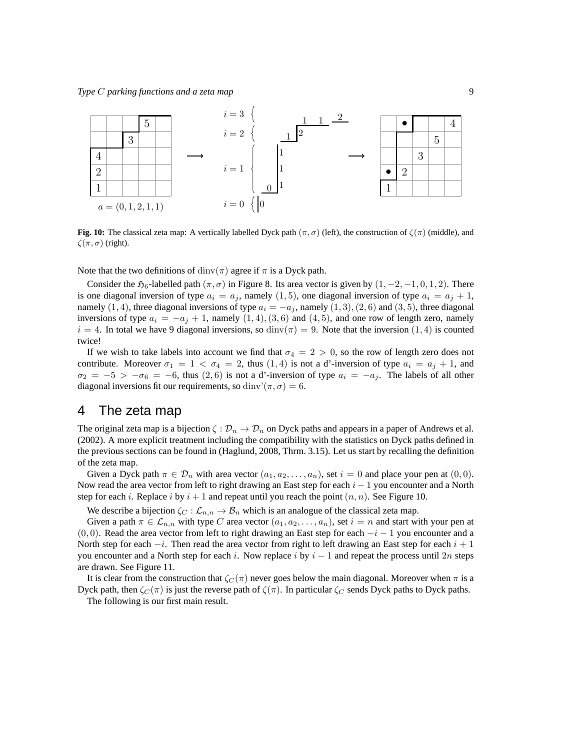**Fig. 10:** The classical zeta map: A vertically labelled Dyck path $(\pi, \sigma)$ (left), the construction of $\zeta(\pi)$ (middle), and $\zeta(\pi, \sigma)$ (right).

Note that the two definitions of $\mathrm{dinv}(\pi)$ agree if $\pi$ is a Dyck path.

Consider the $\mathfrak{H}_6$-labelled path $(\pi, \sigma)$ in Figure 8. Its area vector is given by $(1, -2, -1, 0, 1, 2)$. There is one diagonal inversion of type $a_i = a_j$, namely $(1, 5)$, one diagonal inversion of type $a_i = a_j + 1$, namely $(1, 4)$, three diagonal inversions of type $a_i = -a_j$, namely $(1, 3), (2, 6)$ and $(3, 5)$, three diagonal inversions of type $a_i = -a_j + 1$, namely $(1, 4), (3, 6)$ and $(4, 5)$, and one row of length zero, namely $i = 4$. In total we have 9 diagonal inversions, so $\mathrm{dinv}(\pi) = 9$. Note that the inversion $(1, 4)$ is counted twice!

If we wish to take labels into account we find that $\sigma_4 = 2 > 0$, so the row of length zero does not contribute. Moreover $\sigma_1 = 1 < \sigma_4 = 2$, thus $(1, 4)$ is not a d'-inversion of type $a_i = a_j + 1$, and $\sigma_2 = -5 > -\sigma_6 = -6$, thus $(2, 6)$ is not a d'-inversion of type $a_i = -a_j$. The labels of all other diagonal inversions fit our requirements, so $\mathrm{dinv'}(\pi, \sigma) = 6$.

## 4 The zeta map

The original zeta map is a bijection $\zeta : \mathcal{D}_n \to \mathcal{D}_n$ on Dyck paths and appears in a paper of Andrews et al. (2002). A more explicit treatment including the compatibility with the statistics on Dyck paths defined in the previous sections can be found in (Haglund, 2008, Thrm. 3.15). Let us start by recalling the definition of the zeta map.

Given a Dyck path $\pi \in \mathcal{D}_n$ with area vector $(a_1, a_2, \ldots, a_n)$, set $i = 0$ and place your pen at $(0, 0)$. Now read the area vector from left to right drawing an East step for each $i - 1$ you encounter and a North step for each $i$. Replace $i$ by $i + 1$ and repeat until you reach the point $(n, n)$. See Figure 10.

We describe a bijection $\zeta_C : \mathcal{L}_{n,n} \to \mathcal{B}_n$ which is an analogue of the classical zeta map.

Given a path $\pi \in \mathcal{L}_{n,n}$ with type $C$ area vector $(a_1, a_2, \ldots, a_n)$, set $i = n$ and start with your pen at $(0, 0)$. Read the area vector from left to right drawing an East step for each $-i - 1$ you encounter and a North step for each $-i$. Then read the area vector from right to left drawing an East step for each $i + 1$ you encounter and a North step for each $i$. Now replace $i$ by $i - 1$ and repeat the process until $2n$ steps are drawn. See Figure 11.

It is clear from the construction that $\zeta_C(\pi)$ never goes below the main diagonal. Moreover when $\pi$ is a Dyck path, then $\zeta_C(\pi)$ is just the reverse path of $\zeta(\pi)$. In particular $\zeta_C$ sends Dyck paths to Dyck paths.

The following is our first main result.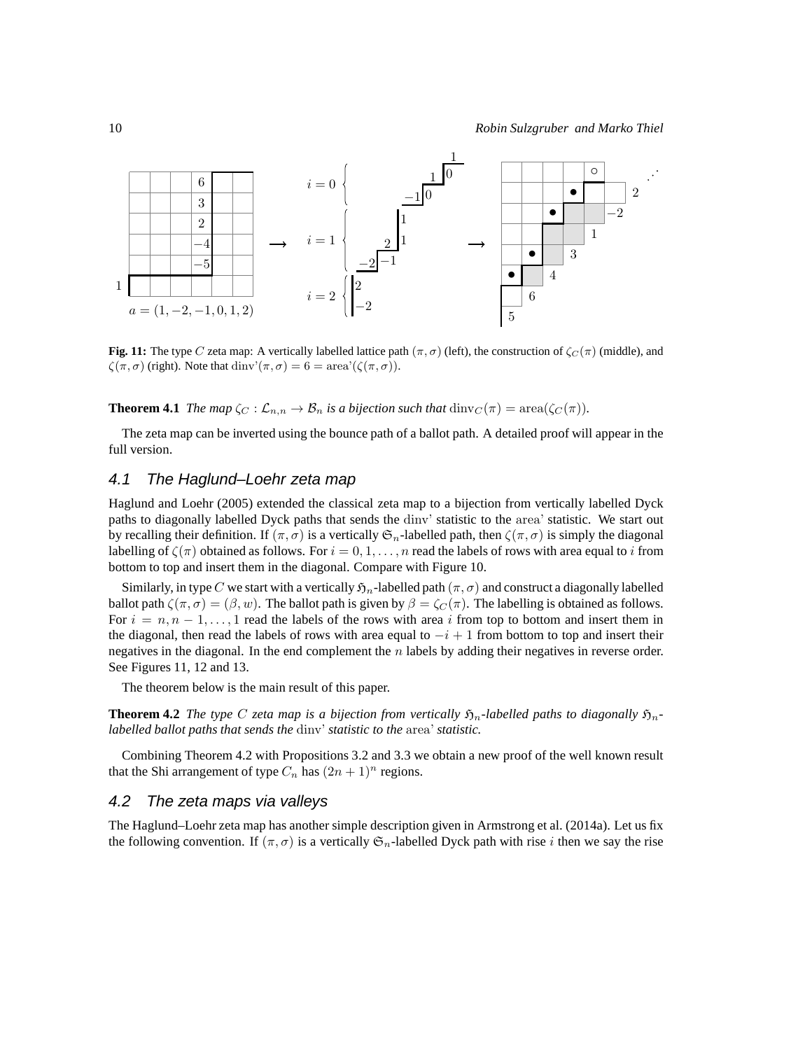**Fig. 11:** The type $C$ zeta map: A vertically labelled lattice path $(\pi, \sigma)$ (left), the construction of $\zeta_C(\pi)$ (middle), and $\zeta(\pi, \sigma)$ (right). Note that $\mathrm{dinv}'(\pi, \sigma) = 6 = \mathrm{area}'(\zeta(\pi, \sigma))$.

**Theorem 4.1** *The map $\zeta_C : \mathcal{L}_{n,n} \to \mathcal{B}_n$ is a bijection such that $\mathrm{dinv}_C(\pi) = \mathrm{area}(\zeta_C(\pi))$.*

The zeta map can be inverted using the bounce path of a ballot path. A detailed proof will appear in the full version.

## 4.1 The Haglund–Loehr zeta map

Haglund and Loehr (2005) extended the classical zeta map to a bijection from vertically labelled Dyck paths to diagonally labelled Dyck paths that sends the dinv' statistic to the area' statistic. We start out by recalling their definition. If $(\pi, \sigma)$ is a vertically $\mathfrak{S}_n$-labelled path, then $\zeta(\pi, \sigma)$ is simply the diagonal labelling of $\zeta(\pi)$ obtained as follows. For $i = 0, 1, \ldots, n$ read the labels of rows with area equal to $i$ from bottom to top and insert them in the diagonal. Compare with Figure 10.

Similarly, in type $C$ we start with a vertically $\mathfrak{H}_n$-labelled path $(\pi, \sigma)$ and construct a diagonally labelled ballot path $\zeta(\pi, \sigma) = (\beta, w)$. The ballot path is given by $\beta = \zeta_C(\pi)$. The labelling is obtained as follows. For $i = n, n-1, \ldots, 1$ read the labels of the rows with area $i$ from top to bottom and insert them in the diagonal, then read the labels of rows with area equal to $-i+1$ from bottom to top and insert their negatives in the diagonal. In the end complement the $n$ labels by adding their negatives in reverse order. See Figures 11, 12 and 13.

The theorem below is the main result of this paper.

**Theorem 4.2** *The type $C$ zeta map is a bijection from vertically $\mathfrak{H}_n$-labelled paths to diagonally $\mathfrak{H}_n$-labelled ballot paths that sends the dinv' statistic to the area' statistic.*

Combining Theorem 4.2 with Propositions 3.2 and 3.3 we obtain a new proof of the well known result that the Shi arrangement of type $C_n$ has $(2n+1)^n$ regions.

## 4.2 The zeta maps via valleys

The Haglund–Loehr zeta map has another simple description given in Armstrong et al. (2014a). Let us fix the following convention. If $(\pi, \sigma)$ is a vertically $\mathfrak{S}_n$-labelled Dyck path with rise $i$ then we say the rise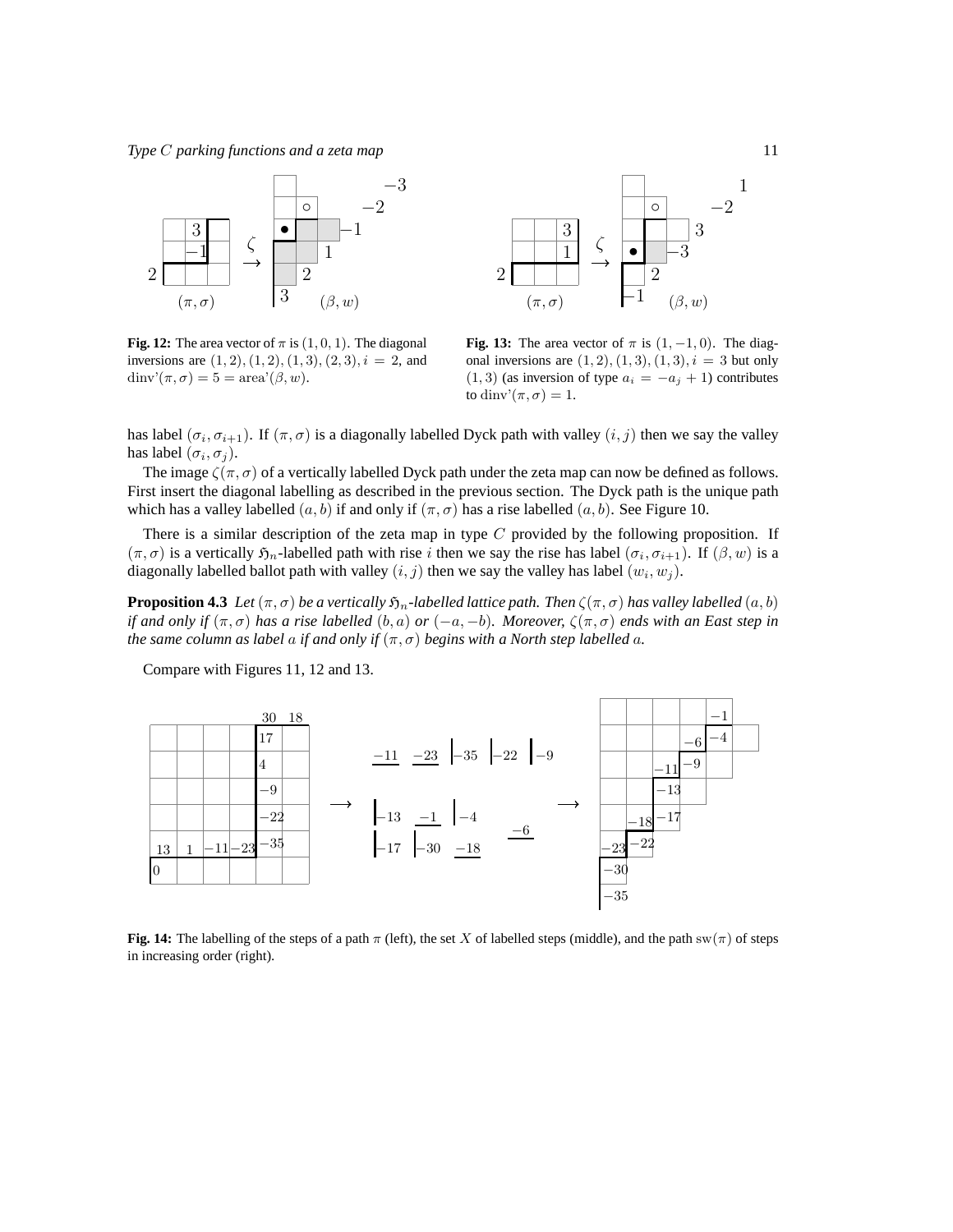**Fig. 12:** The area vector of $\pi$ is $(1, 0, 1)$. The diagonal inversions are $(1, 2), (1, 2), (1, 3), (2, 3), i = 2$, and $\text{dinv'}(\pi, \sigma) = 5 = \text{area'}(\beta, w)$.

**Fig. 13:** The area vector of $\pi$ is $(1, -1, 0)$. The diagonal inversions are $(1, 2), (1, 3), (1, 3), i = 3$ but only $(1, 3)$ (as inversion of type $a_i = -a_j + 1$) contributes to $\text{dinv'}(\pi, \sigma) = 1$.

has label $(\sigma_i, \sigma_{i+1})$. If $(\pi, \sigma)$ is a diagonally labelled Dyck path with valley $(i, j)$ then we say the valley has label $(\sigma_i, \sigma_j)$.

The image $\zeta(\pi, \sigma)$ of a vertically labelled Dyck path under the zeta map can now be defined as follows. First insert the diagonal labelling as described in the previous section. The Dyck path is the unique path which has a valley labelled $(a, b)$ if and only if $(\pi, \sigma)$ has a rise labelled $(a, b)$. See Figure 10.

There is a similar description of the zeta map in type $C$ provided by the following proposition. If $(\pi, \sigma)$ is a vertically $\mathfrak{H}_n$-labelled path with rise $i$ then we say the rise has label $(\sigma_i, \sigma_{i+1})$. If $(\beta, w)$ is a diagonally labelled ballot path with valley $(i, j)$ then we say the valley has label $(w_i, w_j)$.

**Proposition 4.3** *Let $(\pi, \sigma)$ be a vertically $\mathfrak{H}_n$-labelled lattice path. Then $\zeta(\pi, \sigma)$ has valley labelled $(a, b)$ if and only if $(\pi, \sigma)$ has a rise labelled $(b, a)$ or $(-a, -b)$. Moreover, $\zeta(\pi, \sigma)$ ends with an East step in the same column as label $a$ if and only if $(\pi, \sigma)$ begins with a North step labelled $a$.*

Compare with Figures 11, 12 and 13.

**Fig. 14:** The labelling of the steps of a path $\pi$ (left), the set $X$ of labelled steps (middle), and the path $\text{sw}(\pi)$ of steps in increasing order (right).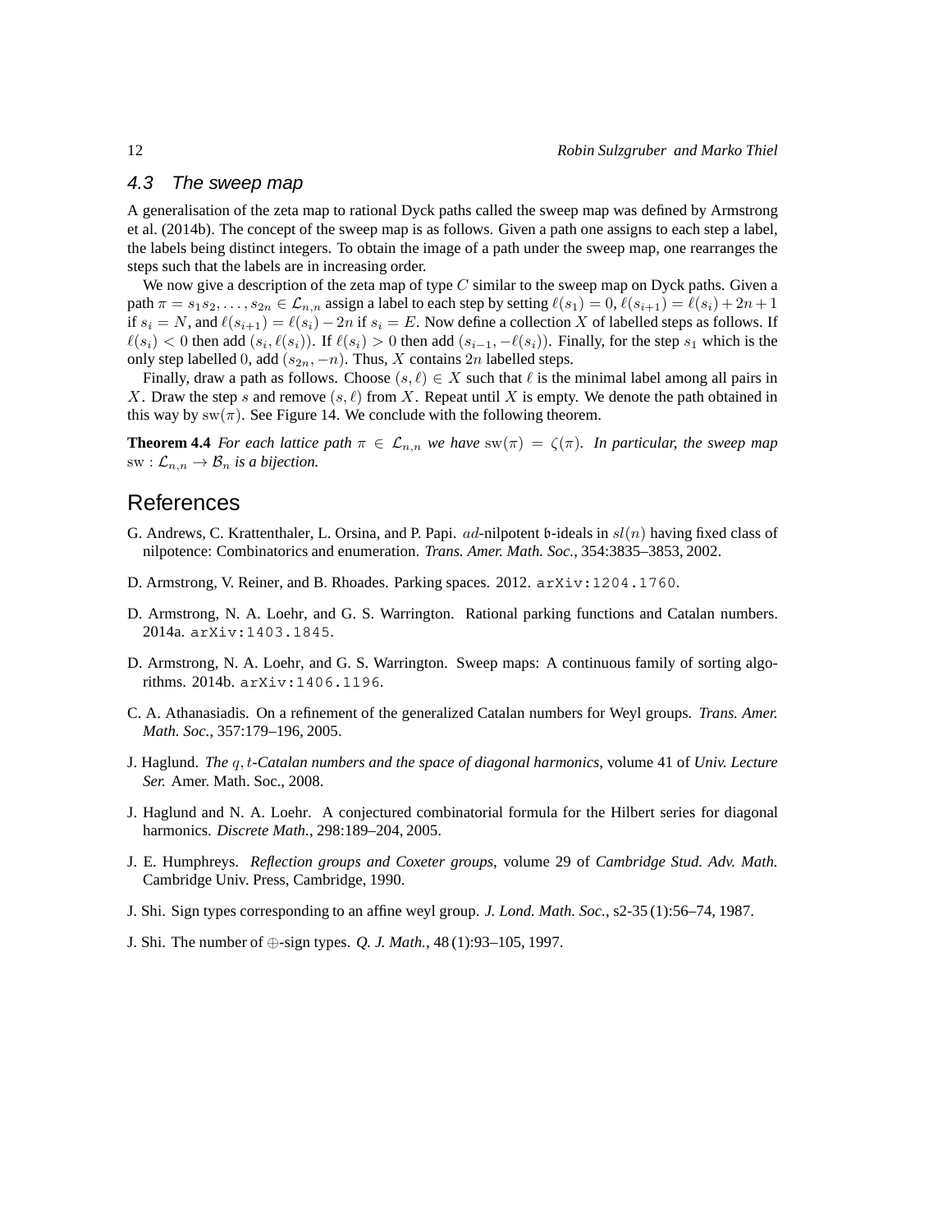## 4.3 The sweep map

A generalisation of the zeta map to rational Dyck paths called the sweep map was defined by Armstrong et al. (2014b). The concept of the sweep map is as follows. Given a path one assigns to each step a label, the labels being distinct integers. To obtain the image of a path under the sweep map, one rearranges the steps such that the labels are in increasing order.

We now give a description of the zeta map of type $C$ similar to the sweep map on Dyck paths. Given a path $\pi = s_1 s_2, \ldots, s_{2n} \in \mathcal{L}_{n,n}$ assign a label to each step by setting $\ell(s_1) = 0$, $\ell(s_{i+1}) = \ell(s_i) + 2n + 1$ if $s_i = N$, and $\ell(s_{i+1}) = \ell(s_i) - 2n$ if $s_i = E$. Now define a collection $X$ of labelled steps as follows. If $\ell(s_i) < 0$ then add $(s_i, \ell(s_i))$. If $\ell(s_i) > 0$ then add $(s_{i-1}, -\ell(s_i))$. Finally, for the step $s_1$ which is the only step labelled $0$, add $(s_{2n}, -n)$. Thus, $X$ contains $2n$ labelled steps.

Finally, draw a path as follows. Choose $(s, \ell) \in X$ such that $\ell$ is the minimal label among all pairs in $X$. Draw the step $s$ and remove $(s, \ell)$ from $X$. Repeat until $X$ is empty. We denote the path obtained in this way by $\mathrm{sw}(\pi)$. See Figure 14. We conclude with the following theorem.

**Theorem 4.4** *For each lattice path $\pi \in \mathcal{L}_{n,n}$ we have $\mathrm{sw}(\pi) = \zeta(\pi)$. In particular, the sweep map $\mathrm{sw} : \mathcal{L}_{n,n} \to \mathcal{B}_n$ is a bijection.*

# References

G. Andrews, C. Krattenthaler, L. Orsina, and P. Papi. $ad$-nilpotent $\mathfrak{b}$-ideals in $sl(n)$ having fixed class of nilpotence: Combinatorics and enumeration. *Trans. Amer. Math. Soc.*, 354:3835–3853, 2002.

D. Armstrong, V. Reiner, and B. Rhoades. Parking spaces. 2012. arXiv:1204.1760.

D. Armstrong, N. A. Loehr, and G. S. Warrington. Rational parking functions and Catalan numbers. 2014a. arXiv:1403.1845.

D. Armstrong, N. A. Loehr, and G. S. Warrington. Sweep maps: A continuous family of sorting algorithms. 2014b. arXiv:1406.1196.

C. A. Athanasiadis. On a refinement of the generalized Catalan numbers for Weyl groups. *Trans. Amer. Math. Soc.*, 357:179–196, 2005.

J. Haglund. *The $q,t$-Catalan numbers and the space of diagonal harmonics*, volume 41 of *Univ. Lecture Ser.* Amer. Math. Soc., 2008.

J. Haglund and N. A. Loehr. A conjectured combinatorial formula for the Hilbert series for diagonal harmonics. *Discrete Math.*, 298:189–204, 2005.

J. E. Humphreys. *Reflection groups and Coxeter groups*, volume 29 of *Cambridge Stud. Adv. Math.* Cambridge Univ. Press, Cambridge, 1990.

J. Shi. Sign types corresponding to an affine weyl group. *J. Lond. Math. Soc.*, s2-35 (1):56–74, 1987.

J. Shi. The number of $\oplus$-sign types. *Q. J. Math.*, 48 (1):93–105, 1997.